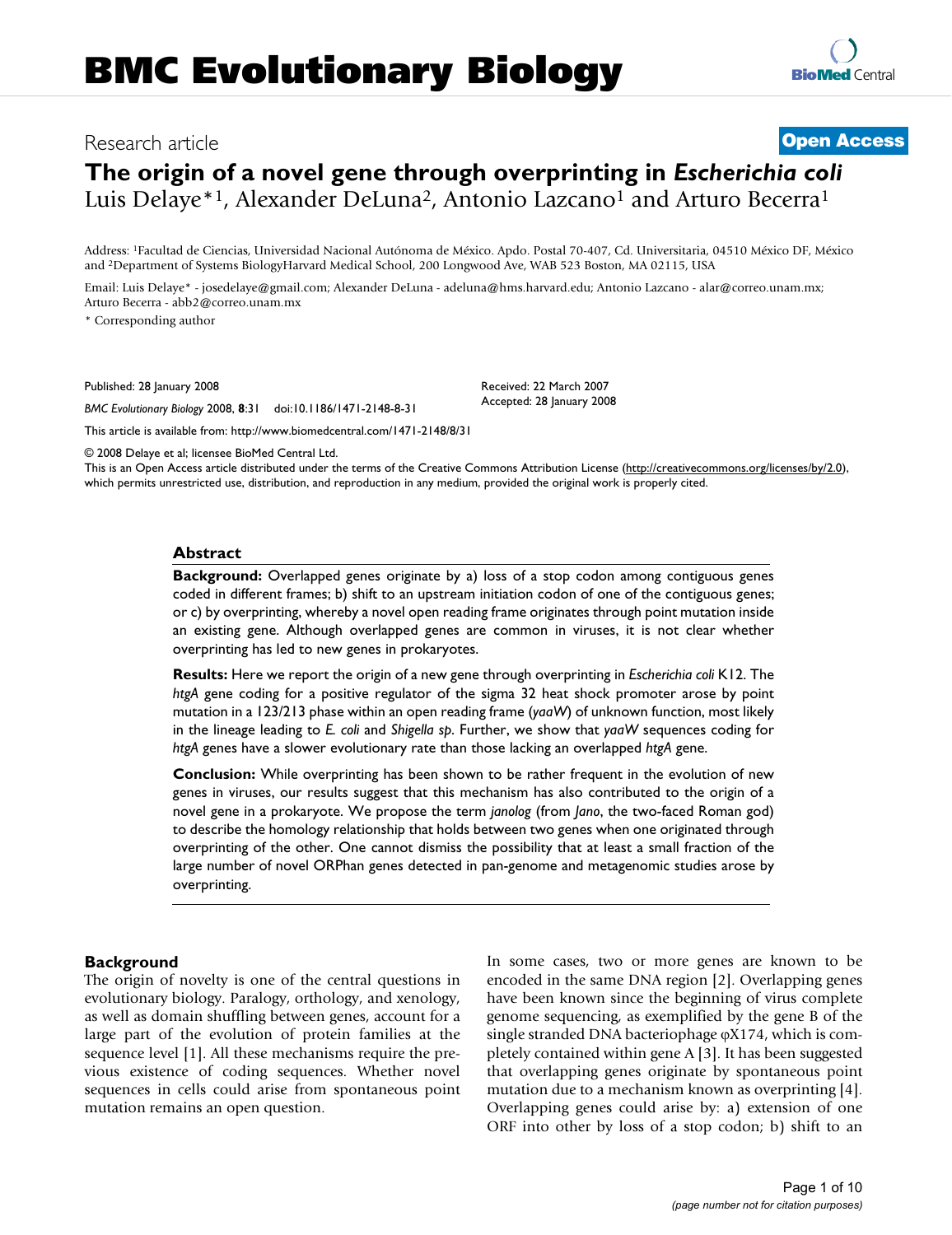Research article

**Open Access**

# The origin of a novel gene through overprinting in *Escherichia coli*

Luis Delaye*[1], Alexander DeLuna[2], Antonio Lazcano[1] and Arturo Becerra[1]

Address: [1]Facultad de Ciencias, Universidad Nacional Autónoma de México. Apdo. Postal 70-407, Cd. Universitaria, 04510 México DF, México and [2]Department of Systems BiologyHarvard Medical School, 200 Longwood Ave, WAB 523 Boston, MA 02115, USA

Email: Luis Delaye* - josedelaye@gmail.com; Alexander DeLuna - adeluna@hms.harvard.edu; Antonio Lazcano - alar@correo.unam.mx; Arturo Becerra - abb2@correo.unam.mx

* Corresponding author

Published: 28 January 2008

*BMC Evolutionary Biology* 2008, **8**:31 doi:10.1186/1471-2148-8-31

Received: 22 March 2007
Accepted: 28 January 2008

This article is available from: http://www.biomedcentral.com/1471-2148/8/31

© 2008 Delaye et al; licensee BioMed Central Ltd.
This is an Open Access article distributed under the terms of the Creative Commons Attribution License (http://creativecommons.org/licenses/by/2.0), which permits unrestricted use, distribution, and reproduction in any medium, provided the original work is properly cited.

## Abstract

**Background:** Overlapped genes originate by a) loss of a stop codon among contiguous genes coded in different frames; b) shift to an upstream initiation codon of one of the contiguous genes; or c) by overprinting, whereby a novel open reading frame originates through point mutation inside an existing gene. Although overlapped genes are common in viruses, it is not clear whether overprinting has led to new genes in prokaryotes.

**Results:** Here we report the origin of a new gene through overprinting in *Escherichia coli* K12. The *htgA* gene coding for a positive regulator of the sigma 32 heat shock promoter arose by point mutation in a 123/213 phase within an open reading frame (*yaaW*) of unknown function, most likely in the lineage leading to *E. coli* and *Shigella sp.* Further, we show that *yaaW* sequences coding for *htgA* genes have a slower evolutionary rate than those lacking an overlapped *htgA* gene.

**Conclusion:** While overprinting has been shown to be rather frequent in the evolution of new genes in viruses, our results suggest that this mechanism has also contributed to the origin of a novel gene in a prokaryote. We propose the term *janolog* (from *Jano*, the two-faced Roman god) to describe the homology relationship that holds between two genes when one originated through overprinting of the other. One cannot dismiss the possibility that at least a small fraction of the large number of novel ORPhan genes detected in pan-genome and metagenomic studies arose by overprinting.

## Background

The origin of novelty is one of the central questions in evolutionary biology. Paralogy, orthology, and xenology, as well as domain shuffling between genes, account for a large part of the evolution of protein families at the sequence level [1]. All these mechanisms require the previous existence of coding sequences. Whether novel sequences in cells could arise from spontaneous point mutation remains an open question.

In some cases, two or more genes are known to be encoded in the same DNA region [2]. Overlapping genes have been known since the beginning of virus complete genome sequencing, as exemplified by the gene B of the single stranded DNA bacteriophage φX174, which is completely contained within gene A [3]. It has been suggested that overlapping genes originate by spontaneous point mutation due to a mechanism known as overprinting [4]. Overlapping genes could arise by: a) extension of one ORF into other by loss of a stop codon; b) shift to an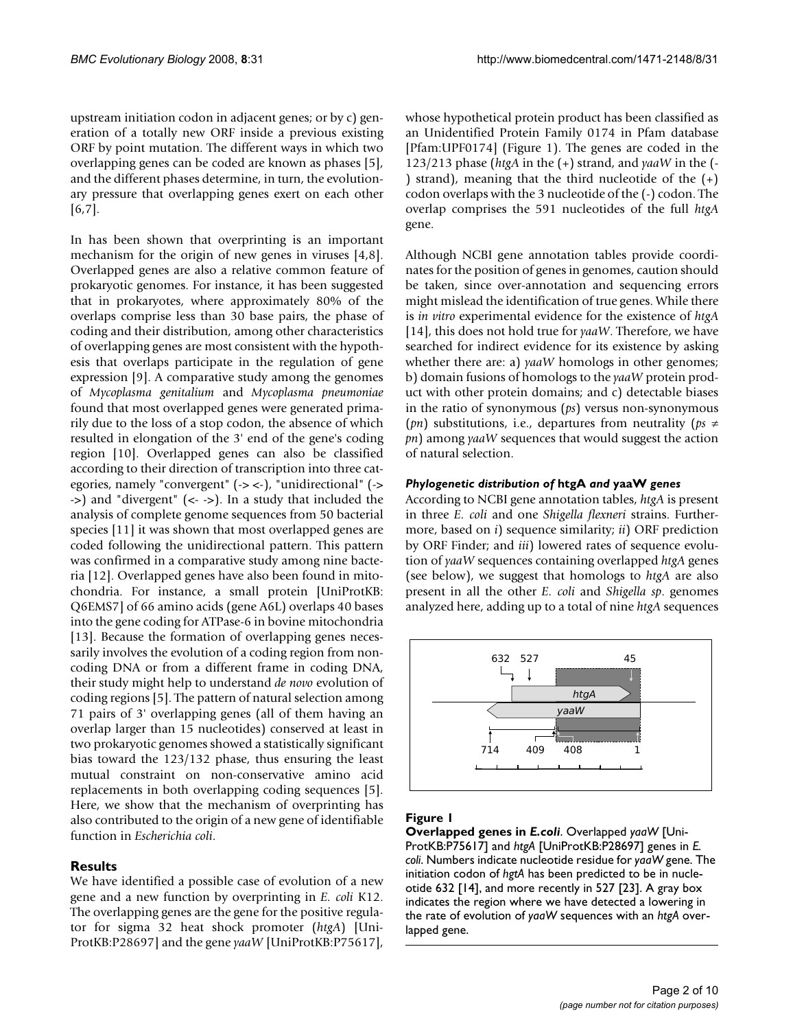upstream initiation codon in adjacent genes; or by c) generation of a totally new ORF inside a previous existing ORF by point mutation. The different ways in which two overlapping genes can be coded are known as phases [5], and the different phases determine, in turn, the evolutionary pressure that overlapping genes exert on each other [6,7].

In has been shown that overprinting is an important mechanism for the origin of new genes in viruses [4,8]. Overlapped genes are also a relative common feature of prokaryotic genomes. For instance, it has been suggested that in prokaryotes, where approximately 80% of the overlaps comprise less than 30 base pairs, the phase of coding and their distribution, among other characteristics of overlapping genes are most consistent with the hypothesis that overlaps participate in the regulation of gene expression [9]. A comparative study among the genomes of *Mycoplasma genitalium* and *Mycoplasma pneumoniae* found that most overlapped genes were generated primarily due to the loss of a stop codon, the absence of which resulted in elongation of the 3' end of the gene's coding region [10]. Overlapped genes can also be classified according to their direction of transcription into three categories, namely "convergent" (-> <-), "unidirectional" (-> ->) and "divergent" (<- ->). In a study that included the analysis of complete genome sequences from 50 bacterial species [11] it was shown that most overlapped genes are coded following the unidirectional pattern. This pattern was confirmed in a comparative study among nine bacteria [12]. Overlapped genes have also been found in mitochondria. For instance, a small protein [UniProtKB: Q6EMS7] of 66 amino acids (gene A6L) overlaps 40 bases into the gene coding for ATPase-6 in bovine mitochondria [13]. Because the formation of overlapping genes necessarily involves the evolution of a coding region from noncoding DNA or from a different frame in coding DNA, their study might help to understand *de novo* evolution of coding regions [5]. The pattern of natural selection among 71 pairs of 3' overlapping genes (all of them having an overlap larger than 15 nucleotides) conserved at least in two prokaryotic genomes showed a statistically significant bias toward the 123/132 phase, thus ensuring the least mutual constraint on non-conservative amino acid replacements in both overlapping coding sequences [5]. Here, we show that the mechanism of overprinting has also contributed to the origin of a new gene of identifiable function in *Escherichia coli*.

## Results

We have identified a possible case of evolution of a new gene and a new function by overprinting in *E. coli* K12. The overlapping genes are the gene for the positive regulator for sigma 32 heat shock promoter (*htgA*) [UniProtKB:P28697] and the gene *yaaW* [UniProtKB:P75617], whose hypothetical protein product has been classified as an Unidentified Protein Family 0174 in Pfam database [Pfam:UPF0174] (Figure 1). The genes are coded in the 123/213 phase (*htgA* in the (+) strand, and *yaaW* in the (-) strand), meaning that the third nucleotide of the (+) codon overlaps with the 3 nucleotide of the (-) codon. The overlap comprises the 591 nucleotides of the full *htgA* gene.

Although NCBI gene annotation tables provide coordinates for the position of genes in genomes, caution should be taken, since over-annotation and sequencing errors might mislead the identification of true genes. While there is *in vitro* experimental evidence for the existence of *htgA* [14], this does not hold true for *yaaW*. Therefore, we have searched for indirect evidence for its existence by asking whether there are: a) *yaaW* homologs in other genomes; b) domain fusions of homologs to the *yaaW* protein product with other protein domains; and c) detectable biases in the ratio of synonymous (*ps*) versus non-synonymous (*pn*) substitutions, i.e., departures from neutrality ($ps \neq pn$) among *yaaW* sequences that would suggest the action of natural selection.

### *Phylogenetic distribution of* htgA *and* yaaW *genes*

According to NCBI gene annotation tables, *htgA* is present in three *E. coli* and one *Shigella flexneri* strains. Furthermore, based on *i*) sequence similarity; *ii*) ORF prediction by ORF Finder; and *iii*) lowered rates of sequence evolution of *yaaW* sequences containing overlapped *htgA* genes (see below), we suggest that homologs to *htgA* are also present in all the other *E. coli* and *Shigella sp.* genomes analyzed here, adding up to a total of nine *htgA* sequences

**Figure 1**
**Overlapped genes in *E.coli*.** Overlapped *yaaW* [UniProtKB:P75617] and *htgA* [UniProtKB:P28697] genes in *E. coli*. Numbers indicate nucleotide residue for *yaaW* gene. The initiation codon of *hgtA* has been predicted to be in nucleotide 632 [14], and more recently in 527 [23]. A gray box indicates the region where we have detected a lowering in the rate of evolution of *yaaW* sequences with an *htgA* overlapped gene.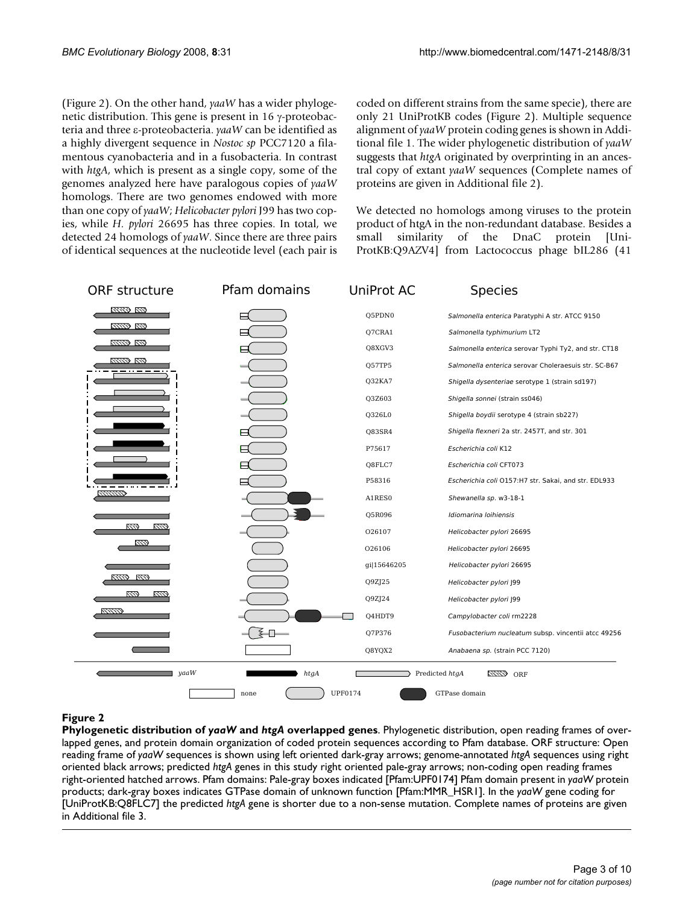(Figure 2). On the other hand, *yaaW* has a wider phylogenetic distribution. This gene is present in 16 γ-proteobacteria and three ε-proteobacteria. *yaaW* can be identified as a highly divergent sequence in *Nostoc sp* PCC7120 a filamentous cyanobacteria and in a fusobacteria. In contrast with *htgA*, which is present as a single copy, some of the genomes analyzed here have paralogous copies of *yaaW* homologs. There are two genomes endowed with more than one copy of *yaaW*; *Helicobacter pylori* J99 has two copies, while *H. pylori* 26695 has three copies. In total, we detected 24 homologs of *yaaW*. Since there are three pairs of identical sequences at the nucleotide level (each pair is coded on different strains from the same specie), there are only 21 UniProtKB codes (Figure 2). Multiple sequence alignment of *yaaW* protein coding genes is shown in Additional file 1. The wider phylogenetic distribution of *yaaW* suggests that *htgA* originated by overprinting in an ancestral copy of extant *yaaW* sequences (Complete names of proteins are given in Additional file 2).

We detected no homologs among viruses to the protein product of htgA in the non-redundant database. Besides a small similarity of the DnaC protein [UniProtKB:Q9AZV4] from Lactococcus phage bIL286 (41

**Figure 2**

**Phylogenetic distribution of *yaaW* and *htgA* overlapped genes**. Phylogenetic distribution, open reading frames of overlapped genes, and protein domain organization of coded protein sequences according to Pfam database. ORF structure: Open reading frame of *yaaW* sequences is shown using left oriented dark-gray arrows; genome-annotated *htgA* sequences using right oriented black arrows; predicted *htgA* genes in this study right oriented pale-gray arrows; non-coding open reading frames right-oriented hatched arrows. Pfam domains: Pale-gray boxes indicated [Pfam:UPF0174] Pfam domain present in *yaaW* protein products; dark-gray boxes indicates GTPase domain of unknown function [Pfam:MMR_HSR1]. In the *yaaW* gene coding for [UniProtKB:Q8FLC7] the predicted *htgA* gene is shorter due to a non-sense mutation. Complete names of proteins are given in Additional file 3.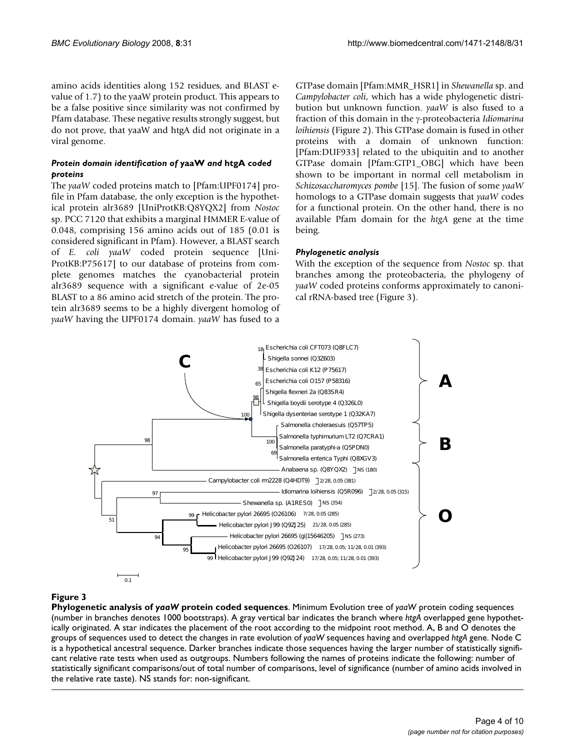amino acids identities along 152 residues, and BLAST e-value of 1.7) to the yaaW protein product. This appears to be a false positive since similarity was not confirmed by Pfam database. These negative results strongly suggest, but do not prove, that yaaW and htgA did not originate in a viral genome.

### *Protein domain identification of* yaaW *and* htgA *coded proteins*

The *yaaW* coded proteins match to [Pfam:UPF0174] profile in Pfam database, the only exception is the hypothetical protein alr3689 [UniProtKB:Q8YQX2] from *Nostoc* sp. PCC 7120 that exhibits a marginal HMMER E-value of 0.048, comprising 156 amino acids out of 185 (0.01 is considered significant in Pfam). However, a BLAST search of *E. coli yaaW* coded protein sequence [UniProtKB:P75617] to our database of proteins from complete genomes matches the cyanobacterial protein alr3689 sequence with a significant e-value of 2e-05 BLAST to a 86 amino acid stretch of the protein. The protein alr3689 seems to be a highly divergent homolog of *yaaW* having the UPF0174 domain. *yaaW* has fused to a GTPase domain [Pfam:MMR_HSR1] in *Shewanella* sp. and *Campylobacter coli*, which has a wide phylogenetic distribution but unknown function. *yaaW* is also fused to a fraction of this domain in the γ-proteobacteria *Idiomarina loihiensis* (Figure 2). This GTPase domain is fused in other proteins with a domain of unknown function: [Pfam:DUF933] related to the ubiquitin and to another GTPase domain [Pfam:GTP1_OBG] which have been shown to be important in normal cell metabolism in *Schizosaccharomyces pombe* [15]. The fusion of some *yaaW* homologs to a GTPase domain suggests that *yaaW* codes for a functional protein. On the other hand, there is no available Pfam domain for the *htgA* gene at the time being.

### *Phylogenetic analysis*

With the exception of the sequence from *Nostoc* sp. that branches among the proteobacteria, the phylogeny of *yaaW* coded proteins conforms approximately to canonical rRNA-based tree (Figure 3).

**Figure 3**

**Phylogenetic analysis of *yaaW* protein coded sequences**. Minimum Evolution tree of *yaaW* protein coding sequences (number in branches denotes 1000 bootstraps). A gray vertical bar indicates the branch where *htgA* overlapped gene hypothetically originated. A star indicates the placement of the root according to the midpoint root method. A, B and O denotes the groups of sequences used to detect the changes in rate evolution of *yaaW* sequences having and overlapped *htgA* gene. Node C is a hypothetical ancestral sequence. Darker branches indicate those sequences having the larger number of statistically significant relative rate tests when used as outgroups. Numbers following the names of proteins indicate the following: number of statistically significant comparisons/out of total number of comparisons, level of significance (number of amino acids involved in the relative rate taste). NS stands for: non-significant.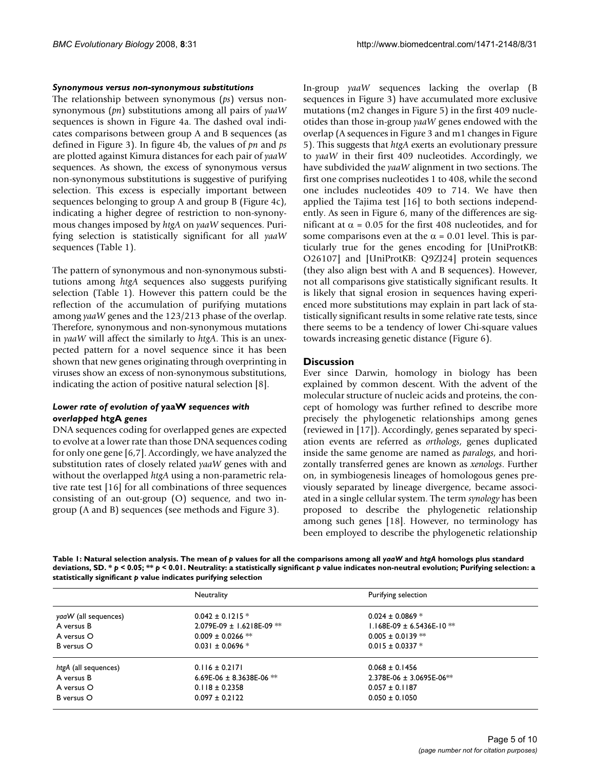#### *Synonymous versus non-synonymous substitutions*

The relationship between synonymous (*ps*) versus non-synonymous (*pn*) substitutions among all pairs of *yaaW* sequences is shown in Figure 4a. The dashed oval indicates comparisons between group A and B sequences (as defined in Figure 3). In figure 4b, the values of *pn* and *ps* are plotted against Kimura distances for each pair of *yaaW* sequences. As shown, the excess of synonymous versus non-synonymous substitutions is suggestive of purifying selection. This excess is especially important between sequences belonging to group A and group B (Figure 4c), indicating a higher degree of restriction to non-synonymous changes imposed by *htgA* on *yaaW* sequences. Purifying selection is statistically significant for all *yaaW* sequences (Table 1).

The pattern of synonymous and non-synonymous substitutions among *htgA* sequences also suggests purifying selection (Table 1). However this pattern could be the reflection of the accumulation of purifying mutations among *yaaW* genes and the 123/213 phase of the overlap. Therefore, synonymous and non-synonymous mutations in *yaaW* will affect the similarly to *htgA*. This is an unexpected pattern for a novel sequence since it has been shown that new genes originating through overprinting in viruses show an excess of non-synonymous substitutions, indicating the action of positive natural selection [8].

#### *Lower rate of evolution of* yaaW *sequences with overlapped* htgA *genes*

DNA sequences coding for overlapped genes are expected to evolve at a lower rate than those DNA sequences coding for only one gene [6,7]. Accordingly, we have analyzed the substitution rates of closely related *yaaW* genes with and without the overlapped *htgA* using a non-parametric relative rate test [16] for all combinations of three sequences consisting of an out-group (O) sequence, and two in-group (A and B) sequences (see methods and Figure 3).

In-group *yaaW* sequences lacking the overlap (B sequences in Figure 3) have accumulated more exclusive mutations (m2 changes in Figure 5) in the first 409 nucleotides than those in-group *yaaW* genes endowed with the overlap (A sequences in Figure 3 and m1 changes in Figure 5). This suggests that *htgA* exerts an evolutionary pressure to *yaaW* in their first 409 nucleotides. Accordingly, we have subdivided the *yaaW* alignment in two sections. The first one comprises nucleotides 1 to 408, while the second one includes nucleotides 409 to 714. We have then applied the Tajima test [16] to both sections independently. As seen in Figure 6, many of the differences are significant at $\alpha = 0.05$ for the first 408 nucleotides, and for some comparisons even at the $\alpha = 0.01$ level. This is particularly true for the genes encoding for [UniProtKB: O26107] and [UniProtKB: Q9ZJ24] protein sequences (they also align best with A and B sequences). However, not all comparisons give statistically significant results. It is likely that signal erosion in sequences having experienced more substitutions may explain in part lack of statistically significant results in some relative rate tests, since there seems to be a tendency of lower Chi-square values towards increasing genetic distance (Figure 6).

## Discussion

Ever since Darwin, homology in biology has been explained by common descent. With the advent of the molecular structure of nucleic acids and proteins, the concept of homology was further refined to describe more precisely the phylogenetic relationships among genes (reviewed in [17]). Accordingly, genes separated by speciation events are referred as *orthologs*, genes duplicated inside the same genome are named as *paralogs*, and horizontally transferred genes are known as *xenologs*. Further on, in symbiogenesis lineages of homologous genes previously separated by lineage divergence, became associated in a single cellular system. The term *synology* has been proposed to describe the phylogenetic relationship among such genes [18]. However, no terminology has been employed to describe the phylogenetic relationship

**Table 1: Natural selection analysis. The mean of *p* values for all the comparisons among all *yaaW* and *htgA* homologs plus standard deviations, SD. * $p < 0.05$; ** $p < 0.01$. Neutrality: a statistically significant *p* value indicates non-neutral evolution; Purifying selection: a statistically significant *p* value indicates purifying selection**

| | Neutrality | Purifying selection |
|---|---|---|
| *yaaW* (all sequences) | 0.042 ± 0.1215 * | 0.024 ± 0.0869 * |
| A versus B | 2.079E-09 ± 1.6218E-09 ** | 1.168E-09 ± 6.5436E-10 ** |
| A versus O | 0.009 ± 0.0266 ** | 0.005 ± 0.0139 ** |
| B versus O | 0.031 ± 0.0696 * | 0.015 ± 0.0337 * |
| *htgA* (all sequences) | 0.116 ± 0.2171 | 0.068 ± 0.1456 |
| A versus B | 6.69E-06 ± 8.3638E-06 ** | 2.378E-06 ± 3.0695E-06** |
| A versus O | 0.118 ± 0.2358 | 0.057 ± 0.1187 |
| B versus O | 0.097 ± 0.2122 | 0.050 ± 0.1050 |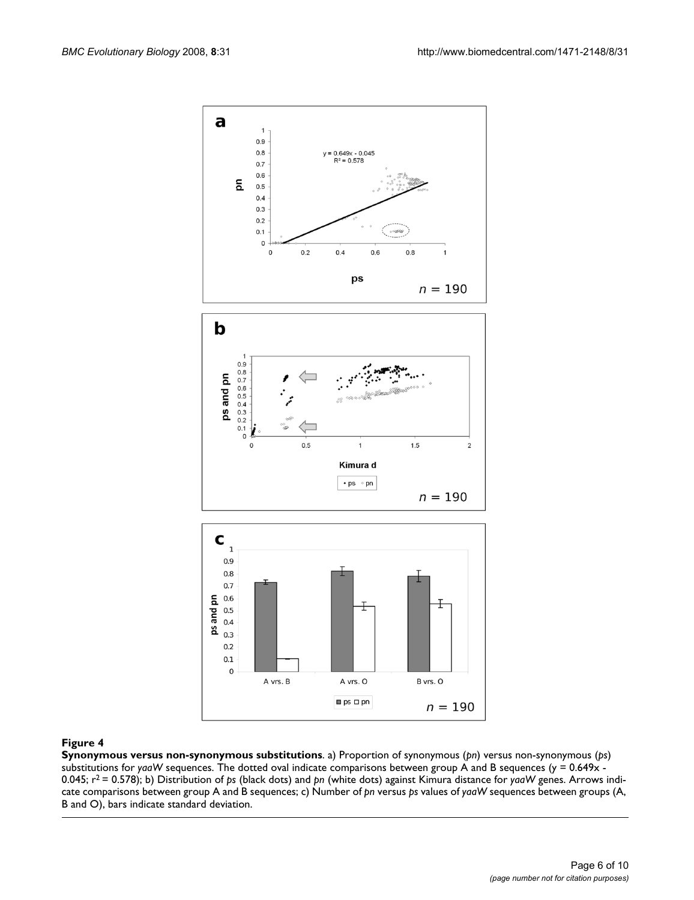**Figure 4**

**Synonymous versus non-synonymous substitutions**. a) Proportion of synonymous (*pn*) versus non-synonymous (*ps*) substitutions for *yaaW* sequences. The dotted oval indicate comparisons between group A and B sequences ($y = 0.649x - 0.045$; $r^2 = 0.578$); b) Distribution of *ps* (black dots) and *pn* (white dots) against Kimura distance for *yaaW* genes. Arrows indicate comparisons between group A and B sequences; c) Number of *pn* versus *ps* values of *yaaW* sequences between groups (A, B and O), bars indicate standard deviation.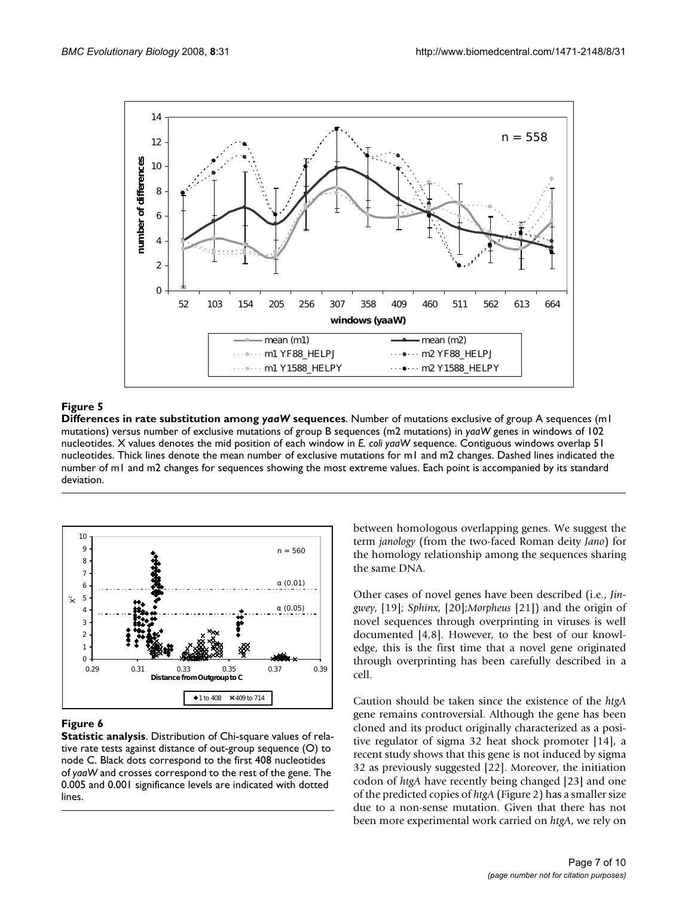**Figure 5**

**Differences in rate substitution among *yaaW* sequences**. Number of mutations exclusive of group A sequences (m1 mutations) versus number of exclusive mutations of group B sequences (m2 mutations) in *yaaW* genes in windows of 102 nucleotides. X values denotes the mid position of each window in *E. coli yaaW* sequence. Contiguous windows overlap 51 nucleotides. Thick lines denote the mean number of exclusive mutations for m1 and m2 changes. Dashed lines indicated the number of m1 and m2 changes for sequences showing the most extreme values. Each point is accompanied by its standard deviation.

**Figure 6**

**Statistic analysis**. Distribution of Chi-square values of relative rate tests against distance of out-group sequence (O) to node C. Black dots correspond to the first 408 nucleotides of *yaaW* and crosses correspond to the rest of the gene. The 0.005 and 0.001 significance levels are indicated with dotted lines.

between homologous overlapping genes. We suggest the term *janology* (from the two-faced Roman deity *Jano*) for the homology relationship among the sequences sharing the same DNA.

Other cases of novel genes have been described (i.e., *Jingwey*, [19]; *Sphinx*, [20];*Morpheus* [21]) and the origin of novel sequences through overprinting in viruses is well documented [4,8]. However, to the best of our knowledge, this is the first time that a novel gene originated through overprinting has been carefully described in a cell.

Caution should be taken since the existence of the *htgA* gene remains controversial. Although the gene has been cloned and its product originally characterized as a positive regulator of sigma 32 heat shock promoter [14], a recent study shows that this gene is not induced by sigma 32 as previously suggested [22]. Moreover, the initiation codon of *htgA* have recently being changed [23] and one of the predicted copies of *htgA* (Figure 2) has a smaller size due to a non-sense mutation. Given that there has not been more experimental work carried on *htgA*, we rely on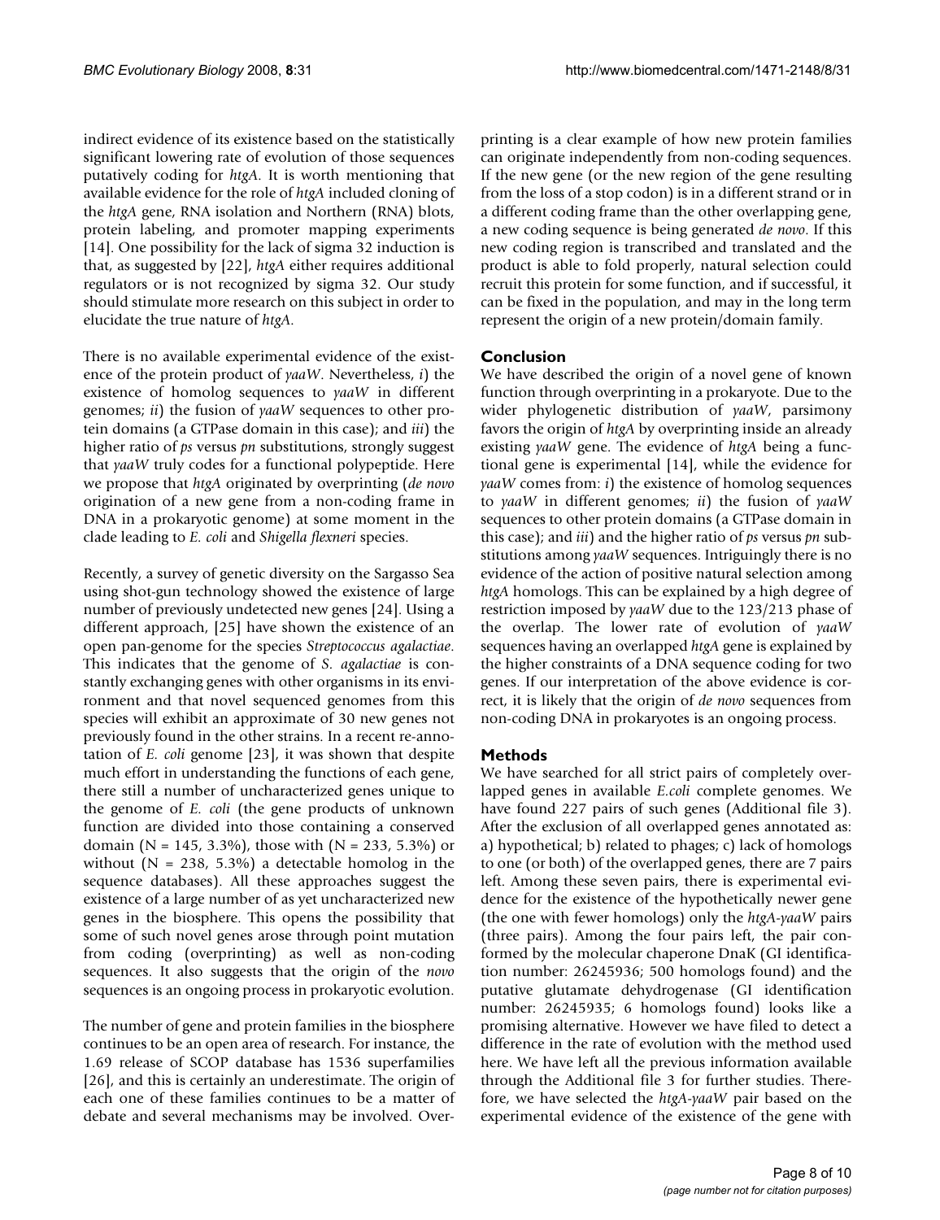indirect evidence of its existence based on the statistically significant lowering rate of evolution of those sequences putatively coding for *htgA*. It is worth mentioning that available evidence for the role of *htgA* included cloning of the *htgA* gene, RNA isolation and Northern (RNA) blots, protein labeling, and promoter mapping experiments [14]. One possibility for the lack of sigma 32 induction is that, as suggested by [22], *htgA* either requires additional regulators or is not recognized by sigma 32. Our study should stimulate more research on this subject in order to elucidate the true nature of *htgA*.

There is no available experimental evidence of the existence of the protein product of *yaaW*. Nevertheless, *i*) the existence of homolog sequences to *yaaW* in different genomes; *ii*) the fusion of *yaaW* sequences to other protein domains (a GTPase domain in this case); and *iii*) the higher ratio of *ps* versus *pn* substitutions, strongly suggest that *yaaW* truly codes for a functional polypeptide. Here we propose that *htgA* originated by overprinting (*de novo* origination of a new gene from a non-coding frame in DNA in a prokaryotic genome) at some moment in the clade leading to *E. coli* and *Shigella flexneri* species.

Recently, a survey of genetic diversity on the Sargasso Sea using shot-gun technology showed the existence of large number of previously undetected new genes [24]. Using a different approach, [25] have shown the existence of an open pan-genome for the species *Streptococcus agalactiae*. This indicates that the genome of *S. agalactiae* is constantly exchanging genes with other organisms in its environment and that novel sequenced genomes from this species will exhibit an approximate of 30 new genes not previously found in the other strains. In a recent re-annotation of *E. coli* genome [23], it was shown that despite much effort in understanding the functions of each gene, there still a number of uncharacterized genes unique to the genome of *E. coli* (the gene products of unknown function are divided into those containing a conserved domain (N = 145, 3.3%), those with (N = 233, 5.3%) or without (N = 238, 5.3%) a detectable homolog in the sequence databases). All these approaches suggest the existence of a large number of as yet uncharacterized new genes in the biosphere. This opens the possibility that some of such novel genes arose through point mutation from coding (overprinting) as well as non-coding sequences. It also suggests that the origin of the *novo* sequences is an ongoing process in prokaryotic evolution.

The number of gene and protein families in the biosphere continues to be an open area of research. For instance, the 1.69 release of SCOP database has 1536 superfamilies [26], and this is certainly an underestimate. The origin of each one of these families continues to be a matter of debate and several mechanisms may be involved. Overprinting is a clear example of how new protein families can originate independently from non-coding sequences. If the new gene (or the new region of the gene resulting from the loss of a stop codon) is in a different strand or in a different coding frame than the other overlapping gene, a new coding sequence is being generated *de novo*. If this new coding region is transcribed and translated and the product is able to fold properly, natural selection could recruit this protein for some function, and if successful, it can be fixed in the population, and may in the long term represent the origin of a new protein/domain family.

## Conclusion

We have described the origin of a novel gene of known function through overprinting in a prokaryote. Due to the wider phylogenetic distribution of *yaaW*, parsimony favors the origin of *htgA* by overprinting inside an already existing *yaaW* gene. The evidence of *htgA* being a functional gene is experimental [14], while the evidence for *yaaW* comes from: *i*) the existence of homolog sequences to *yaaW* in different genomes; *ii*) the fusion of *yaaW* sequences to other protein domains (a GTPase domain in this case); and *iii*) and the higher ratio of *ps* versus *pn* substitutions among *yaaW* sequences. Intriguingly there is no evidence of the action of positive natural selection among *htgA* homologs. This can be explained by a high degree of restriction imposed by *yaaW* due to the 123/213 phase of the overlap. The lower rate of evolution of *yaaW* sequences having an overlapped *htgA* gene is explained by the higher constraints of a DNA sequence coding for two genes. If our interpretation of the above evidence is correct, it is likely that the origin of *de novo* sequences from non-coding DNA in prokaryotes is an ongoing process.

## Methods

We have searched for all strict pairs of completely overlapped genes in available *E.coli* complete genomes. We have found 227 pairs of such genes (Additional file 3). After the exclusion of all overlapped genes annotated as: a) hypothetical; b) related to phages; c) lack of homologs to one (or both) of the overlapped genes, there are 7 pairs left. Among these seven pairs, there is experimental evidence for the existence of the hypothetically newer gene (the one with fewer homologs) only the *htgA-yaaW* pairs (three pairs). Among the four pairs left, the pair conformed by the molecular chaperone DnaK (GI identification number: 26245936; 500 homologs found) and the putative glutamate dehydrogenase (GI identification number: 26245935; 6 homologs found) looks like a promising alternative. However we have filed to detect a difference in the rate of evolution with the method used here. We have left all the previous information available through the Additional file 3 for further studies. Therefore, we have selected the *htgA-yaaW* pair based on the experimental evidence of the existence of the gene with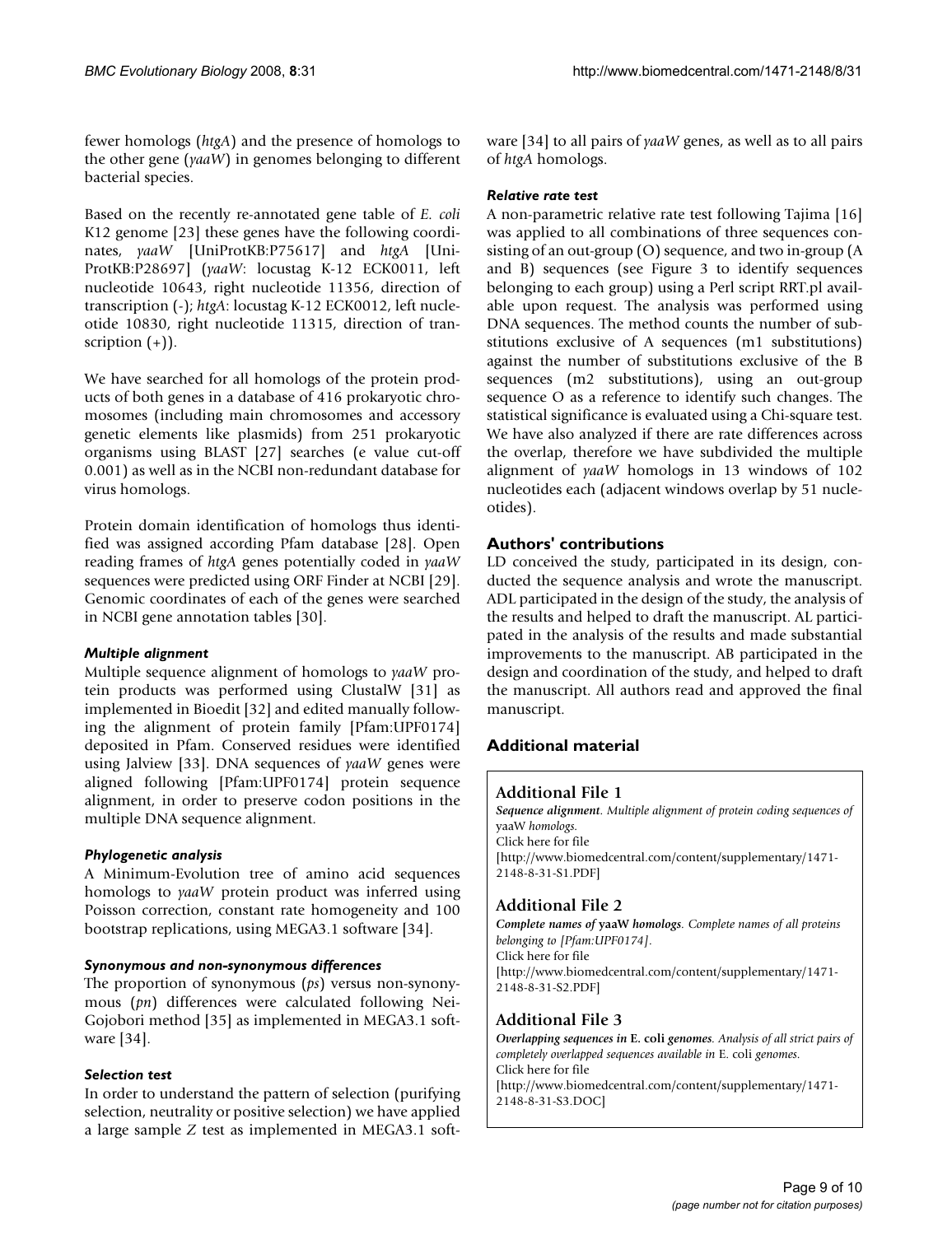fewer homologs (*htgA*) and the presence of homologs to the other gene (*yaaW*) in genomes belonging to different bacterial species.

Based on the recently re-annotated gene table of *E. coli* K12 genome [23] these genes have the following coordinates, *yaaW* [UniProtKB:P75617] and *htgA* [UniProtKB:P28697] (*yaaW*: locustag K-12 ECK0011, left nucleotide 10643, right nucleotide 11356, direction of transcription (-); *htgA*: locustag K-12 ECK0012, left nucleotide 10830, right nucleotide 11315, direction of transcription (+)).

We have searched for all homologs of the protein products of both genes in a database of 416 prokaryotic chromosomes (including main chromosomes and accessory genetic elements like plasmids) from 251 prokaryotic organisms using BLAST [27] searches (e value cut-off 0.001) as well as in the NCBI non-redundant database for virus homologs.

Protein domain identification of homologs thus identified was assigned according Pfam database [28]. Open reading frames of *htgA* genes potentially coded in *yaaW* sequences were predicted using ORF Finder at NCBI [29]. Genomic coordinates of each of the genes were searched in NCBI gene annotation tables [30].

#### *Multiple alignment*

Multiple sequence alignment of homologs to *yaaW* protein products was performed using ClustalW [31] as implemented in Bioedit [32] and edited manually following the alignment of protein family [Pfam:UPF0174] deposited in Pfam. Conserved residues were identified using Jalview [33]. DNA sequences of *yaaW* genes were aligned following [Pfam:UPF0174] protein sequence alignment, in order to preserve codon positions in the multiple DNA sequence alignment.

#### *Phylogenetic analysis*

A Minimum-Evolution tree of amino acid sequences homologs to *yaaW* protein product was inferred using Poisson correction, constant rate homogeneity and 100 bootstrap replications, using MEGA3.1 software [34].

#### *Synonymous and non-synonymous differences*

The proportion of synonymous (*ps*) versus non-synonymous (*pn*) differences were calculated following Nei-Gojobori method [35] as implemented in MEGA3.1 software [34].

#### *Selection test*

In order to understand the pattern of selection (purifying selection, neutrality or positive selection) we have applied a large sample *Z* test as implemented in MEGA3.1 software [34] to all pairs of *yaaW* genes, as well as to all pairs of *htgA* homologs.

#### *Relative rate test*

A non-parametric relative rate test following Tajima [16] was applied to all combinations of three sequences consisting of an out-group (O) sequence, and two in-group (A and B) sequences (see Figure 3 to identify sequences belonging to each group) using a Perl script RRT.pl available upon request. The analysis was performed using DNA sequences. The method counts the number of substitutions exclusive of A sequences (m1 substitutions) against the number of substitutions exclusive of the B sequences (m2 substitutions), using an out-group sequence O as a reference to identify such changes. The statistical significance is evaluated using a Chi-square test. We have also analyzed if there are rate differences across the overlap, therefore we have subdivided the multiple alignment of *yaaW* homologs in 13 windows of 102 nucleotides each (adjacent windows overlap by 51 nucleotides).

## Authors' contributions

LD conceived the study, participated in its design, conducted the sequence analysis and wrote the manuscript. ADL participated in the design of the study, the analysis of the results and helped to draft the manuscript. AL participated in the analysis of the results and made substantial improvements to the manuscript. AB participated in the design and coordination of the study, and helped to draft the manuscript. All authors read and approved the final manuscript.

## Additional material

### Additional File 1

***Sequence alignment****. Multiple alignment of protein coding sequences of* yaaW *homologs.*
Click here for file
[http://www.biomedcentral.com/content/supplementary/1471-2148-8-31-S1.PDF]

### Additional File 2

***Complete names of* yaaW *homologs****. Complete names of all proteins belonging to [Pfam:UPF0174].*
Click here for file
[http://www.biomedcentral.com/content/supplementary/1471-2148-8-31-S2.PDF]

### Additional File 3

***Overlapping sequences in* E. coli *genomes****. Analysis of all strict pairs of completely overlapped sequences available in* E. coli *genomes.*
Click here for file
[http://www.biomedcentral.com/content/supplementary/1471-2148-8-31-S3.DOC]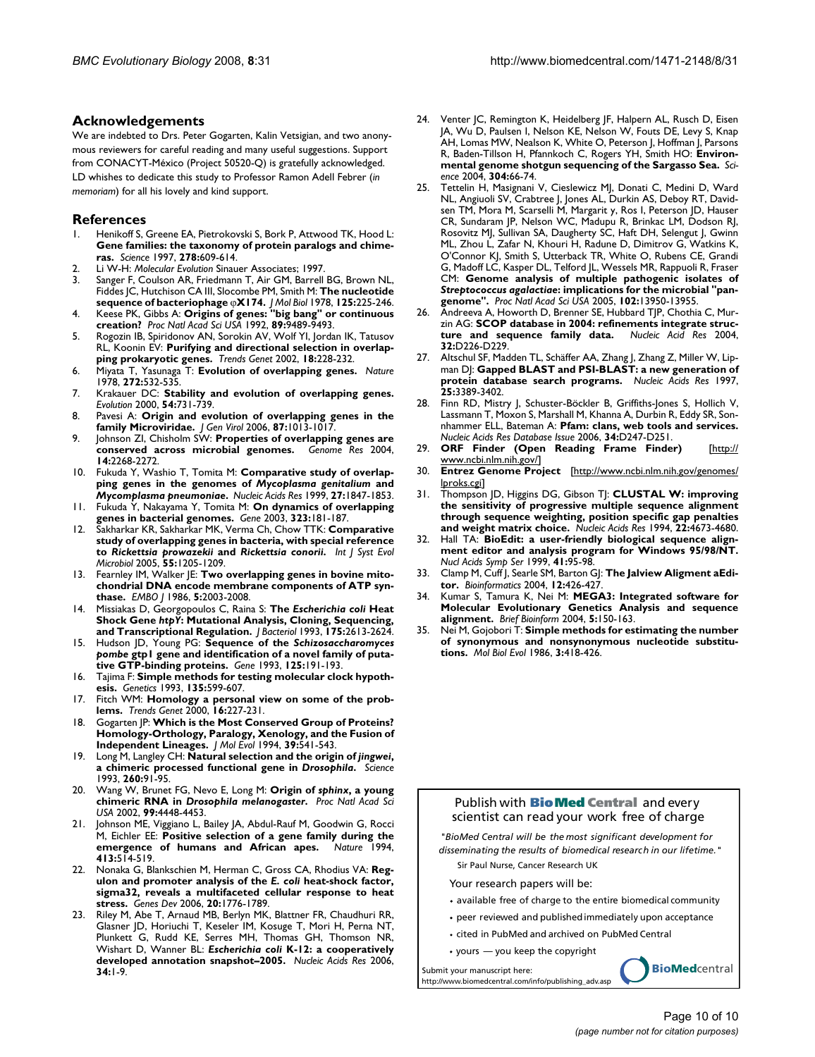## Acknowledgements

We are indebted to Drs. Peter Gogarten, Kalin Vetsigian, and two anonymous reviewers for careful reading and many useful suggestions. Support from CONACYT-México (Project 50520-Q) is gratefully acknowledged. LD whishes to dedicate this study to Professor Ramon Adell Febrer (*in memoriam*) for all his lovely and kind support.

## References

1. Henikoff S, Greene EA, Pietrokovski S, Bork P, Attwood TK, Hood L: **Gene families: the taxonomy of protein paralogs and chimeras.** *Science* 1997, **278:**609-614.
2. Li W-H: *Molecular Evolution* Sinauer Associates; 1997.
3. Sanger F, Coulson AR, Friedmann T, Air GM, Barrell BG, Brown NL, Fiddes JC, Hutchison CA III, Slocombe PM, Smith M: **The nucleotide sequence of bacteriophage φX174.** *J Mol Biol* 1978, **125:**225-246.
4. Keese PK, Gibbs A: **Origins of genes: "big bang" or continuous creation?** *Proc Natl Acad Sci USA* 1992, **89:**9489-9493.
5. Rogozin IB, Spiridonov AN, Sorokin AV, Wolf YI, Jordan IK, Tatusov RL, Koonin EV: **Purifying and directional selection in overlapping prokaryotic genes.** *Trends Genet* 2002, **18:**228-232.
6. Miyata T, Yasunaga T: **Evolution of overlapping genes.** *Nature* 1978, **272:**532-535.
7. Krakauer DC: **Stability and evolution of overlapping genes.** *Evolution* 2000, **54:**731-739.
8. Pavesi A: **Origin and evolution of overlapping genes in the family Microviridae.** *J Gen Virol* 2006, **87:**1013-1017.
9. Johnson ZI, Chisholm SW: **Properties of overlapping genes are conserved across microbial genomes.** *Genome Res* 2004, **14:**2268-2272.
10. Fukuda Y, Washio T, Tomita M: **Comparative study of overlapping genes in the genomes of *Mycoplasma genitalium* and *Mycomplasma pneumoniae*.** *Nucleic Acids Res* 1999, **27:**1847-1853.
11. Fukuda Y, Nakayama Y, Tomita M: **On dynamics of overlapping genes in bacterial genomes.** *Gene* 2003, **323:**181-187.
12. Sakharkar KR, Sakharkar MK, Verma Ch, Chow TTK: **Comparative study of overlapping genes in bacteria, with special reference to *Rickettsia prowazekii* and *Rickettsia conorii*.** *Int J Syst Evol Microbiol* 2005, **55:**1205-1209.
13. Fearnley IM, Walker JE: **Two overlapping genes in bovine mitochondrial DNA encode membrane components of ATP synthase.** *EMBO J* 1986, **5:**2003-2008.
14. Missiakas D, Georgopoulos C, Raina S: **The *Escherichia coli* Heat Shock Gene *htpY*: Mutational Analysis, Cloning, Sequencing, and Transcriptional Regulation.** *J Bacteriol* 1993, **175:**2613-2624.
15. Hudson JD, Young PG: **Sequence of the *Schizosaccharomyces pombe* gtp1 gene and identification of a novel family of putative GTP-binding proteins.** *Gene* 1993, **125:**191-193.
16. Tajima F: **Simple methods for testing molecular clock hypothesis.** *Genetics* 1993, **135:**599-607.
17. Fitch WM: **Homology a personal view on some of the problems.** *Trends Genet* 2000, **16:**227-231.
18. Gogarten JP: **Which is the Most Conserved Group of Proteins? Homology-Orthology, Paralogy, Xenology, and the Fusion of Independent Lineages.** *J Mol Evol* 1994, **39:**541-543.
19. Long M, Langley CH: **Natural selection and the origin of *jingwei*, a chimeric processed functional gene in *Drosophila*.** *Science* 1993, **260:**91-95.
20. Wang W, Brunet FG, Nevo E, Long M: **Origin of *sphinx*, a young chimeric RNA in *Drosophila melanogaster*.** *Proc Natl Acad Sci USA* 2002, **99:**4448-4453.
21. Johnson ME, Viggiano L, Bailey JA, Abdul-Rauf M, Goodwin G, Rocci M, Eichler EE: **Positive selection of a gene family during the emergence of humans and African apes.** *Nature* 1994, **413:**514-519.
22. Nonaka G, Blankschien M, Herman C, Gross CA, Rhodius VA: **Regulon and promoter analysis of the *E. coli* heat-shock factor, sigma32, reveals a multifaceted cellular response to heat stress.** *Genes Dev* 2006, **20:**1776-1789.
23. Riley M, Abe T, Arnaud MB, Berlyn MK, Blattner FR, Chaudhuri RR, Glasner JD, Horiuchi T, Keseler IM, Kosuge T, Mori H, Perna NT, Plunkett G, Rudd KE, Serres MH, Thomas GH, Thomson NR, Wishart D, Wanner BL: ***Escherichia coli* K-12: a cooperatively developed annotation snapshot–2005.** *Nucleic Acids Res* 2006, **34:**1-9.
24. Venter JC, Remington K, Heidelberg JF, Halpern AL, Rusch D, Eisen JA, Wu D, Paulsen I, Nelson KE, Nelson W, Fouts DE, Levy S, Knap AH, Lomas MW, Nealson K, White O, Peterson J, Hoffman J, Parsons R, Baden-Tillson H, Pfannkoch C, Rogers YH, Smith HO: **Environmental genome shotgun sequencing of the Sargasso Sea.** *Science* 2004, **304:**66-74.
25. Tettelin H, Masignani V, Cieslewicz MJ, Donati C, Medini D, Ward NL, Angiuoli SV, Crabtree J, Jones AL, Durkin AS, Deboy RT, Davidsen TM, Mora M, Scarselli M, Margarit y, Ros I, Peterson JD, Hauser CR, Sundaram JP, Nelson WC, Madupu R, Brinkac LM, Dodson RJ, Rosovitz MJ, Sullivan SA, Daugherty SC, Haft DH, Selengut J, Gwinn ML, Zhou L, Zafar N, Khouri H, Radune D, Dimitrov G, Watkins K, O'Connor KJ, Smith S, Utterback TR, White O, Rubens CE, Grandi G, Madoff LC, Kasper DL, Telford JL, Wessels MR, Rappuoli R, Fraser CM: **Genome analysis of multiple pathogenic isolates of *Streptococcus agalactiae*: implications for the microbial "pan-genome".** *Proc Natl Acad Sci USA* 2005, **102:**13950-13955.
26. Andreeva A, Howorth D, Brenner SE, Hubbard TJP, Chothia C, Murzin AG: **SCOP database in 2004: refinements integrate structure and sequence family data.** *Nucleic Acid Res* 2004, **32:**D226-D229.
27. Altschul SF, Madden TL, Schäffer AA, Zhang J, Zhang Z, Miller W, Lipman DJ: **Gapped BLAST and PSI-BLAST: a new generation of protein database search programs.** *Nucleic Acids Res* 1997, **25:**3389-3402.
28. Finn RD, Mistry J, Schuster-Böckler B, Griffiths-Jones S, Hollich V, Lassmann T, Moxon S, Marshall M, Khanna A, Durbin R, Eddy SR, Sonnhammer ELL, Bateman A: **Pfam: clans, web tools and services.** *Nucleic Acids Res Database Issue* 2006, **34:**D247-D251.
29. **ORF Finder (Open Reading Frame Finder)** [http://www.ncbi.nlm.nih.gov/]
30. **Entrez Genome Project** [http://www.ncbi.nlm.nih.gov/genomes/lproks.cgi]
31. Thompson JD, Higgins DG, Gibson TJ: **CLUSTAL W: improving the sensitivity of progressive multiple sequence alignment through sequence weighting, position specific gap penalties and weight matrix choice.** *Nucleic Acids Res* 1994, **22:**4673-4680.
32. Hall TA: **BioEdit: a user-friendly biological sequence alignment editor and analysis program for Windows 95/98/NT.** *Nucl Acids Symp Ser* 1999, **41:**95-98.
33. Clamp M, Cuff J, Searle SM, Barton GJ: **The Jalview Aligment aEditor.** *Bioinformatics* 2004, **12:**426-427.
34. Kumar S, Tamura K, Nei M: **MEGA3: Integrated software for Molecular Evolutionary Genetics Analysis and sequence alignment.** *Brief Bioinform* 2004, **5:**150-163.
35. Nei M, Gojobori T: **Simple methods for estimating the number of synonymous and nonsynonymous nucleotide substitutions.** *Mol Biol Evol* 1986, **3:**418-426.

Publish with **BioMed Central** and every scientist can read your work free of charge

*"BioMed Central will be the most significant development for disseminating the results of biomedical research in our lifetime."*

Sir Paul Nurse, Cancer Research UK

Your research papers will be:

- available free of charge to the entire biomedical community
- peer reviewed and published immediately upon acceptance
- cited in PubMed and archived on PubMed Central
- yours — you keep the copyright

Submit your manuscript here:
http://www.biomedcentral.com/info/publishing_adv.asp

BioMedcentral